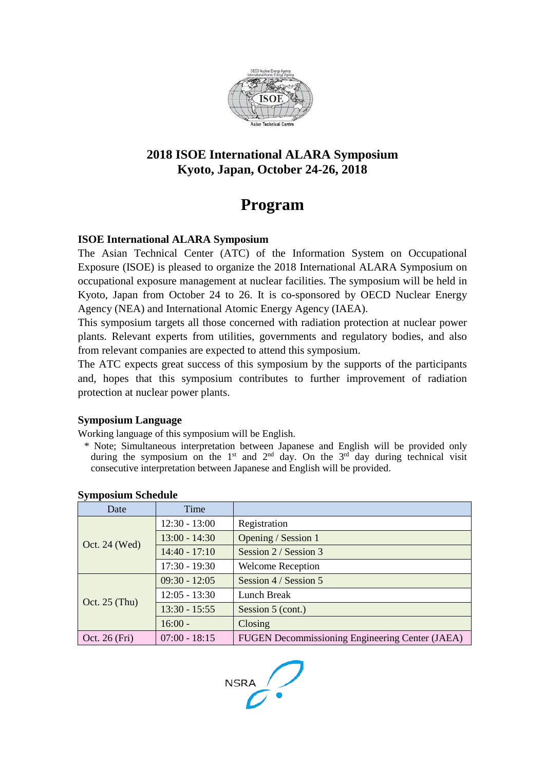# 2018 ISOE International ALARA Symposium
# Kyoto, Japan, October 24-26, 2018

# Program

### ISOE International ALARA Symposium

The Asian Technical Center (ATC) of the Information System on Occupational Exposure (ISOE) is pleased to organize the 2018 International ALARA Symposium on occupational exposure management at nuclear facilities. The symposium will be held in Kyoto, Japan from October 24 to 26. It is co-sponsored by OECD Nuclear Energy Agency (NEA) and International Atomic Energy Agency (IAEA).

This symposium targets all those concerned with radiation protection at nuclear power plants. Relevant experts from utilities, governments and regulatory bodies, and also from relevant companies are expected to attend this symposium.

The ATC expects great success of this symposium by the supports of the participants and, hopes that this symposium contributes to further improvement of radiation protection at nuclear power plants.

### Symposium Language

Working language of this symposium will be English.

\* Note; Simultaneous interpretation between Japanese and English will be provided only during the symposium on the 1st and 2nd day. On the 3rd day during technical visit consecutive interpretation between Japanese and English will be provided.

### Symposium Schedule

| Date | Time | |
|---|---|---|
| Oct. 24 (Wed) | 12:30 - 13:00 | Registration |
| | 13:00 - 14:30 | Opening / Session 1 |
| | 14:40 - 17:10 | Session 2 / Session 3 |
| | 17:30 - 19:30 | Welcome Reception |
| Oct. 25 (Thu) | 09:30 - 12:05 | Session 4 / Session 5 |
| | 12:05 - 13:30 | Lunch Break |
| | 13:30 - 15:55 | Session 5 (cont.) |
| | 16:00 - | Closing |
| Oct. 26 (Fri) | 07:00 - 18:15 | FUGEN Decommissioning Engineering Center (JAEA) |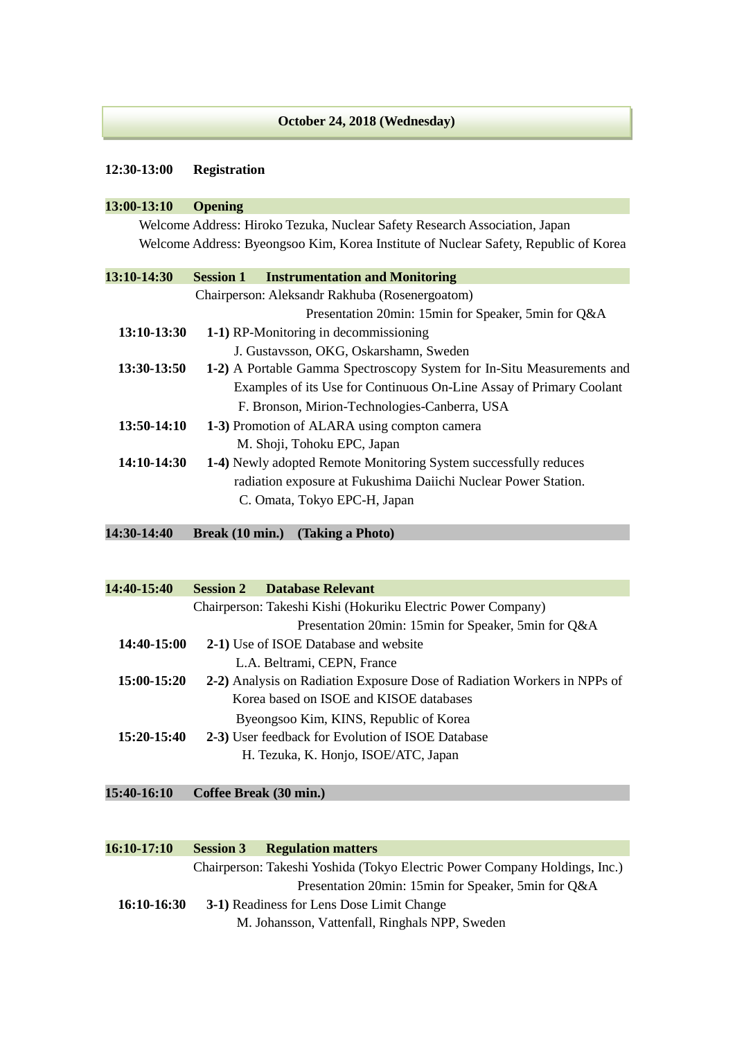## October 24, 2018 (Wednesday)

**12:30-13:00 Registration**

**13:00-13:10 Opening**

Welcome Address: Hiroko Tezuka, Nuclear Safety Research Association, Japan

Welcome Address: Byeongsoo Kim, Korea Institute of Nuclear Safety, Republic of Korea

**13:10-14:30 Session 1 Instrumentation and Monitoring**

Chairperson: Aleksandr Rakhuba (Rosenergoatom)

Presentation 20min: 15min for Speaker, 5min for Q&A

**13:10-13:30** **1-1)** RP-Monitoring in decommissioning
J. Gustavsson, OKG, Oskarshamn, Sweden

**13:30-13:50** **1-2)** A Portable Gamma Spectroscopy System for In-Situ Measurements and Examples of its Use for Continuous On-Line Assay of Primary Coolant
F. Bronson, Mirion-Technologies-Canberra, USA

**13:50-14:10** **1-3)** Promotion of ALARA using compton camera
M. Shoji, Tohoku EPC, Japan

**14:10-14:30** **1-4)** Newly adopted Remote Monitoring System successfully reduces radiation exposure at Fukushima Daiichi Nuclear Power Station.
C. Omata, Tokyo EPC-H, Japan

**14:30-14:40 Break (10 min.) (Taking a Photo)**

**14:40-15:40 Session 2 Database Relevant**

Chairperson: Takeshi Kishi (Hokuriku Electric Power Company)

Presentation 20min: 15min for Speaker, 5min for Q&A

**14:40-15:00** **2-1)** Use of ISOE Database and website
L.A. Beltrami, CEPN, France

**15:00-15:20** **2-2)** Analysis on Radiation Exposure Dose of Radiation Workers in NPPs of Korea based on ISOE and KISOE databases
Byeongsoo Kim, KINS, Republic of Korea

**15:20-15:40** **2-3)** User feedback for Evolution of ISOE Database
H. Tezuka, K. Honjo, ISOE/ATC, Japan

**15:40-16:10 Coffee Break (30 min.)**

**16:10-17:10 Session 3 Regulation matters**

Chairperson: Takeshi Yoshida (Tokyo Electric Power Company Holdings, Inc.)

Presentation 20min: 15min for Speaker, 5min for Q&A

**16:10-16:30** **3-1)** Readiness for Lens Dose Limit Change
M. Johansson, Vattenfall, Ringhals NPP, Sweden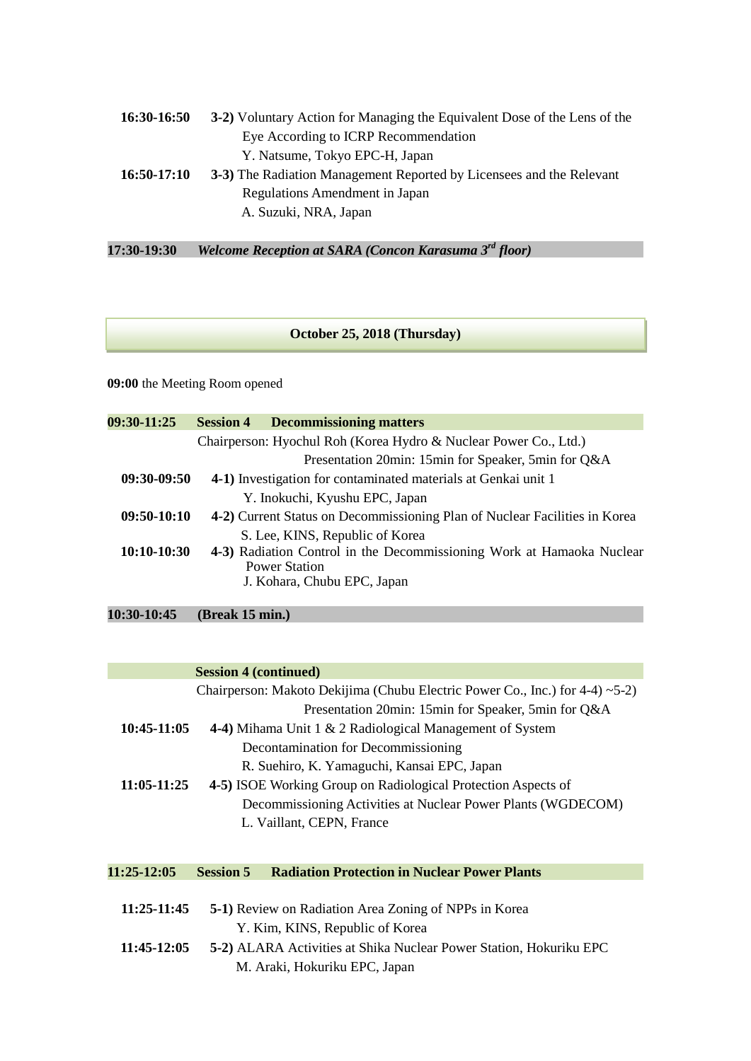**16:30-16:50** **3-2)** Voluntary Action for Managing the Equivalent Dose of the Lens of the Eye According to ICRP Recommendation
Y. Natsume, Tokyo EPC-H, Japan

**16:50-17:10** **3-3)** The Radiation Management Reported by Licensees and the Relevant Regulations Amendment in Japan
A. Suzuki, NRA, Japan

**17:30-19:30** ***Welcome Reception at SARA (Concon Karasuma 3rd floor)***

## October 25, 2018 (Thursday)

**09:00** the Meeting Room opened

**09:30-11:25** **Session 4 Decommissioning matters**

Chairperson: Hyochul Roh (Korea Hydro & Nuclear Power Co., Ltd.)
Presentation 20min: 15min for Speaker, 5min for Q&A

**09:30-09:50** **4-1)** Investigation for contaminated materials at Genkai unit 1
Y. Inokuchi, Kyushu EPC, Japan

**09:50-10:10** **4-2)** Current Status on Decommissioning Plan of Nuclear Facilities in Korea
S. Lee, KINS, Republic of Korea

**10:10-10:30** **4-3)** Radiation Control in the Decommissioning Work at Hamaoka Nuclear Power Station
J. Kohara, Chubu EPC, Japan

**10:30-10:45** **(Break 15 min.)**

**Session 4 (continued)**

Chairperson: Makoto Dekijima (Chubu Electric Power Co., Inc.) for 4-4) ~5-2)
Presentation 20min: 15min for Speaker, 5min for Q&A

**10:45-11:05** **4-4)** Mihama Unit 1 & 2 Radiological Management of System Decontamination for Decommissioning
R. Suehiro, K. Yamaguchi, Kansai EPC, Japan

**11:05-11:25** **4-5)** ISOE Working Group on Radiological Protection Aspects of Decommissioning Activities at Nuclear Power Plants (WGDECOM)
L. Vaillant, CEPN, France

**11:25-12:05** **Session 5 Radiation Protection in Nuclear Power Plants**

**11:25-11:45** **5-1)** Review on Radiation Area Zoning of NPPs in Korea
Y. Kim, KINS, Republic of Korea

**11:45-12:05** **5-2)** ALARA Activities at Shika Nuclear Power Station, Hokuriku EPC
M. Araki, Hokuriku EPC, Japan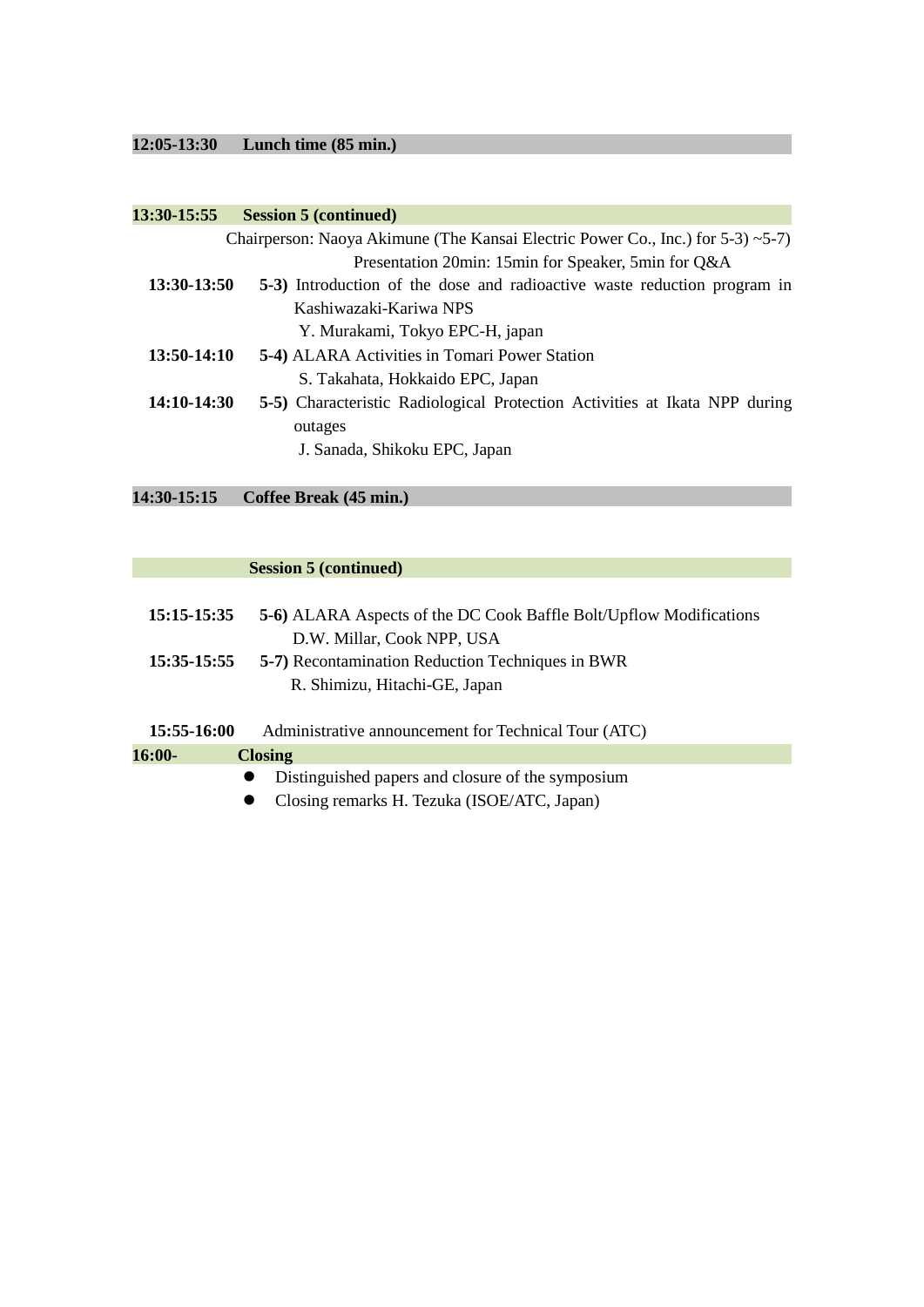**12:05-13:30 Lunch time (85 min.)**

**13:30-15:55 Session 5 (continued)**

Chairperson: Naoya Akimune (The Kansai Electric Power Co., Inc.) for 5-3) ~5-7)

Presentation 20min: 15min for Speaker, 5min for Q&A

**13:30-13:50** **5-3)** Introduction of the dose and radioactive waste reduction program in Kashiwazaki-Kariwa NPS
Y. Murakami, Tokyo EPC-H, japan

**13:50-14:10** **5-4)** ALARA Activities in Tomari Power Station
S. Takahata, Hokkaido EPC, Japan

**14:10-14:30** **5-5)** Characteristic Radiological Protection Activities at Ikata NPP during outages
J. Sanada, Shikoku EPC, Japan

**14:30-15:15 Coffee Break (45 min.)**

**Session 5 (continued)**

**15:15-15:35** **5-6)** ALARA Aspects of the DC Cook Baffle Bolt/Upflow Modifications
D.W. Millar, Cook NPP, USA

**15:35-15:55** **5-7)** Recontamination Reduction Techniques in BWR
R. Shimizu, Hitachi-GE, Japan

**15:55-16:00** Administrative announcement for Technical Tour (ATC)

**16:00- Closing**

- Distinguished papers and closure of the symposium
- Closing remarks H. Tezuka (ISOE/ATC, Japan)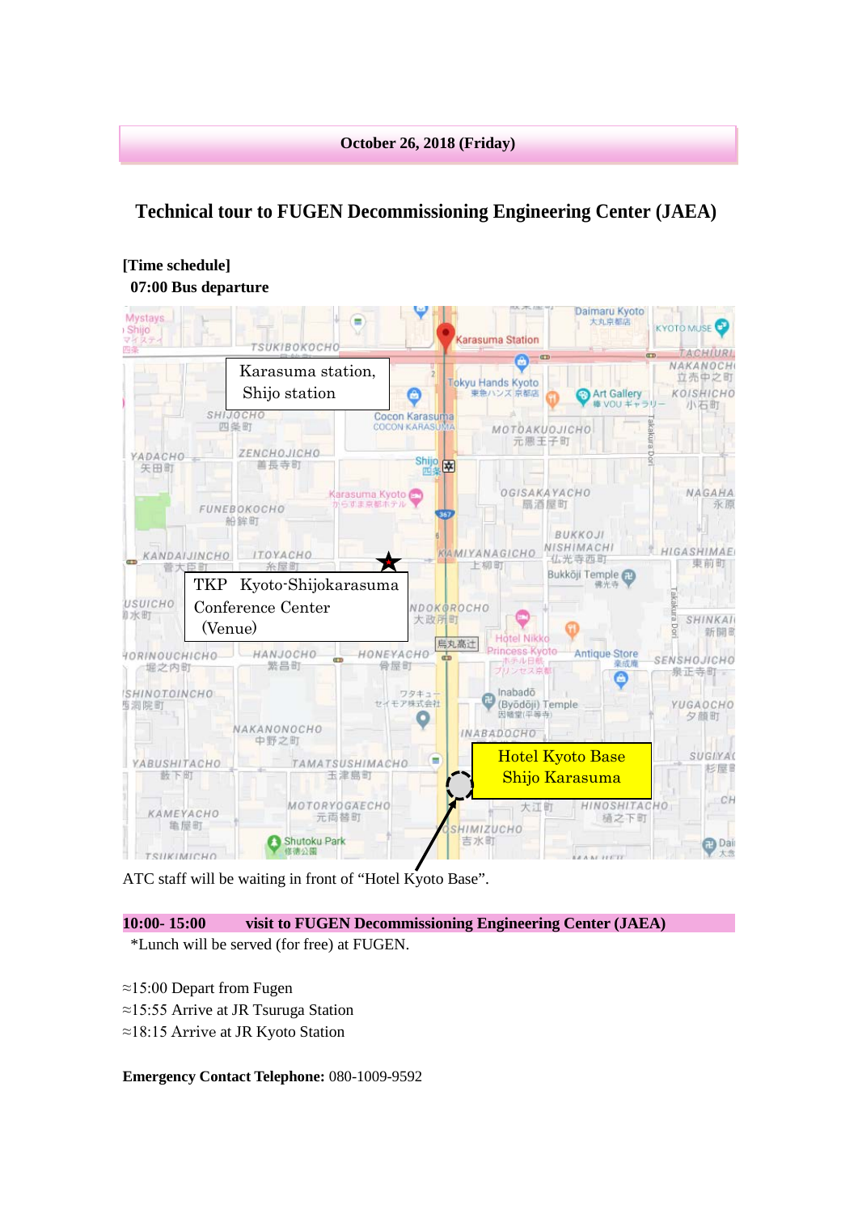**October 26, 2018 (Friday)**

## Technical tour to FUGEN Decommissioning Engineering Center (JAEA)

**[Time schedule]**

**07:00 Bus departure**

Karasuma station, Shijo station

TKP Kyoto-Shijokarasuma Conference Center (Venue)

Hotel Kyoto Base Shijo Karasuma

ATC staff will be waiting in front of "Hotel Kyoto Base".

**10:00- 15:00 visit to FUGEN Decommissioning Engineering Center (JAEA)**

*Lunch will be served (for free) at FUGEN.

≈15:00 Depart from Fugen

≈15:55 Arrive at JR Tsuruga Station

≈18:15 Arrive at JR Kyoto Station

**Emergency Contact Telephone:** 080-1009-9592